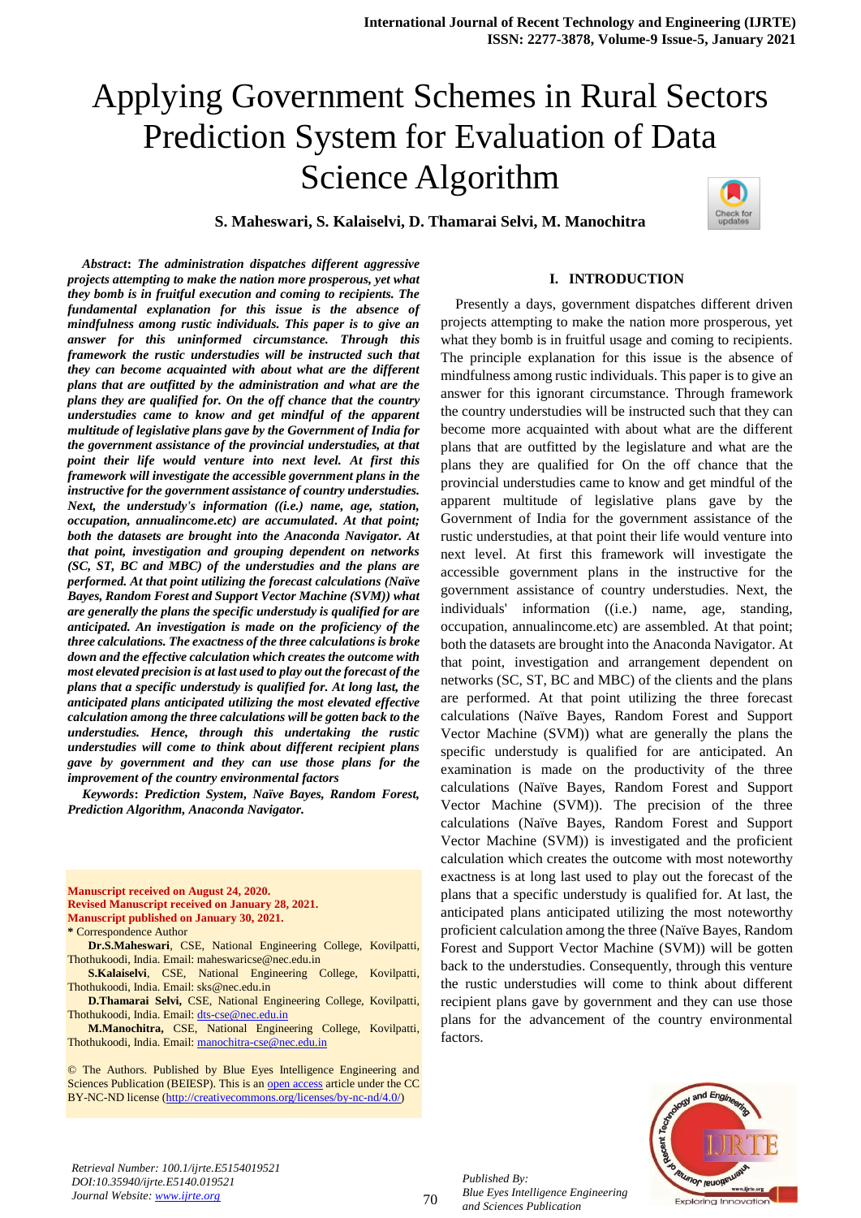# Applying Government Schemes in Rural Sectors Prediction System for Evaluation of Data Science Algorithm

**S. Maheswari, S. Kalaiselvi, D. Thamarai Selvi, M. Manochitra**

***Abstract*: *The administration dispatches different aggressive projects attempting to make the nation more prosperous, yet what they bomb is in fruitful execution and coming to recipients. The fundamental explanation for this issue is the absence of mindfulness among rustic individuals. This paper is to give an answer for this uninformed circumstance. Through this framework the rustic understudies will be instructed such that they can become acquainted with about what are the different plans that are outfitted by the administration and what are the plans they are qualified for. On the off chance that the country understudies came to know and get mindful of the apparent multitude of legislative plans gave by the Government of India for the government assistance of the provincial understudies, at that point their life would venture into next level. At first this framework will investigate the accessible government plans in the instructive for the government assistance of country understudies. Next, the understudy's information ((i.e.) name, age, station, occupation, annualincome.etc) are accumulated. At that point; both the datasets are brought into the Anaconda Navigator. At that point, investigation and grouping dependent on networks (SC, ST, BC and MBC) of the understudies and the plans are performed. At that point utilizing the forecast calculations (Naïve Bayes, Random Forest and Support Vector Machine (SVM)) what are generally the plans the specific understudy is qualified for are anticipated. An investigation is made on the proficiency of the three calculations. The exactness of the three calculations is broke down and the effective calculation which creates the outcome with most elevated precision is at last used to play out the forecast of the plans that a specific understudy is qualified for. At long last, the anticipated plans anticipated utilizing the most elevated effective calculation among the three calculations will be gotten back to the understudies. Hence, through this undertaking the rustic understudies will come to think about different recipient plans gave by government and they can use those plans for the improvement of the country environmental factors***

***Keywords*: *Prediction System, Naïve Bayes, Random Forest, Prediction Algorithm, Anaconda Navigator.***

**Manuscript received on August 24, 2020.**
**Revised Manuscript received on January 28, 2021.**
**Manuscript published on January 30, 2021.**
\* Correspondence Author

**Dr.S.Maheswari**, CSE, National Engineering College, Kovilpatti, Thothukoodi, India. Email: maheswaricse@nec.edu.in

**S.Kalaiselvi**, CSE, National Engineering College, Kovilpatti, Thothukoodi, India. Email: sks@nec.edu.in

**D.Thamarai Selvi,** CSE, National Engineering College, Kovilpatti, Thothukoodi, India. Email: dts-cse@nec.edu.in

**M.Manochitra,** CSE, National Engineering College, Kovilpatti, Thothukoodi, India. Email: manochitra-cse@nec.edu.in

© The Authors. Published by Blue Eyes Intelligence Engineering and Sciences Publication (BEIESP). This is an open access article under the CC BY-NC-ND license (http://creativecommons.org/licenses/by-nc-nd/4.0/)

## I. INTRODUCTION

Presently a days, government dispatches different driven projects attempting to make the nation more prosperous, yet what they bomb is in fruitful usage and coming to recipients. The principle explanation for this issue is the absence of mindfulness among rustic individuals. This paper is to give an answer for this ignorant circumstance. Through framework the country understudies will be instructed such that they can become more acquainted with about what are the different plans that are outfitted by the legislature and what are the plans they are qualified for On the off chance that the provincial understudies came to know and get mindful of the apparent multitude of legislative plans gave by the Government of India for the government assistance of the rustic understudies, at that point their life would venture into next level. At first this framework will investigate the accessible government plans in the instructive for the government assistance of country understudies. Next, the individuals' information ((i.e.) name, age, standing, occupation, annualincome.etc) are assembled. At that point; both the datasets are brought into the Anaconda Navigator. At that point, investigation and arrangement dependent on networks (SC, ST, BC and MBC) of the clients and the plans are performed. At that point utilizing the three forecast calculations (Naïve Bayes, Random Forest and Support Vector Machine (SVM)) what are generally the plans the specific understudy is qualified for are anticipated. An examination is made on the productivity of the three calculations (Naïve Bayes, Random Forest and Support Vector Machine (SVM)). The precision of the three calculations (Naïve Bayes, Random Forest and Support Vector Machine (SVM)) is investigated and the proficient calculation which creates the outcome with most noteworthy exactness is at long last used to play out the forecast of the plans that a specific understudy is qualified for. At last, the anticipated plans anticipated utilizing the most noteworthy proficient calculation among the three (Naïve Bayes, Random Forest and Support Vector Machine (SVM)) will be gotten back to the understudies. Consequently, through this venture the rustic understudies will come to think about different recipient plans gave by government and they can use those plans for the advancement of the country environmental factors.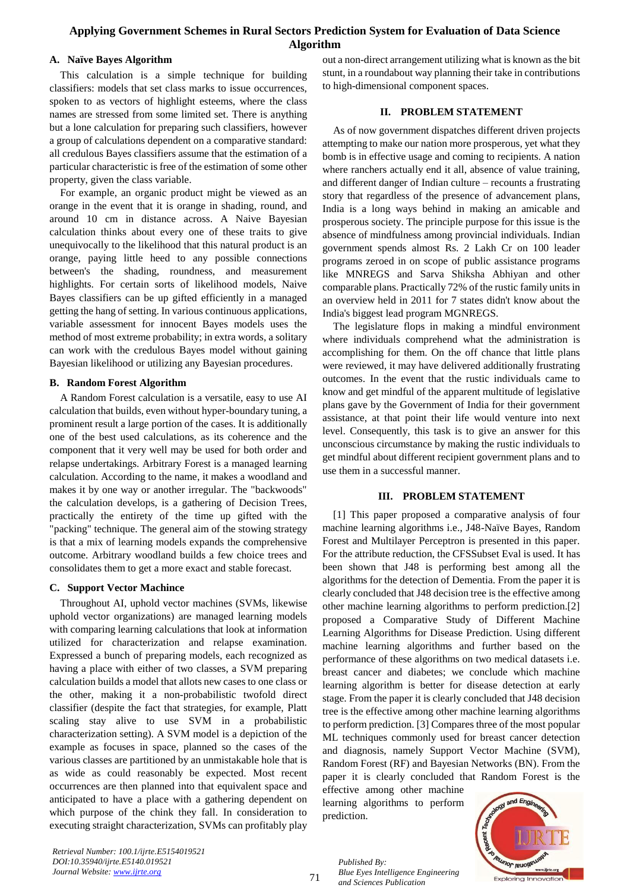### A. Naïve Bayes Algorithm

This calculation is a simple technique for building classifiers: models that set class marks to issue occurrences, spoken to as vectors of highlight esteems, where the class names are stressed from some limited set. There is anything but a lone calculation for preparing such classifiers, however a group of calculations dependent on a comparative standard: all credulous Bayes classifiers assume that the estimation of a particular characteristic is free of the estimation of some other property, given the class variable.

For example, an organic product might be viewed as an orange in the event that it is orange in shading, round, and around 10 cm in distance across. A Naive Bayesian calculation thinks about every one of these traits to give unequivocally to the likelihood that this natural product is an orange, paying little heed to any possible connections between's the shading, roundness, and measurement highlights. For certain sorts of likelihood models, Naive Bayes classifiers can be up gifted efficiently in a managed getting the hang of setting. In various continuous applications, variable assessment for innocent Bayes models uses the method of most extreme probability; in extra words, a solitary can work with the credulous Bayes model without gaining Bayesian likelihood or utilizing any Bayesian procedures.

### B. Random Forest Algorithm

A Random Forest calculation is a versatile, easy to use AI calculation that builds, even without hyper-boundary tuning, a prominent result a large portion of the cases. It is additionally one of the best used calculations, as its coherence and the component that it very well may be used for both order and relapse undertakings. Arbitrary Forest is a managed learning calculation. According to the name, it makes a woodland and makes it by one way or another irregular. The "backwoods" the calculation develops, is a gathering of Decision Trees, practically the entirety of the time up gifted with the "packing" technique. The general aim of the stowing strategy is that a mix of learning models expands the comprehensive outcome. Arbitrary woodland builds a few choice trees and consolidates them to get a more exact and stable forecast.

### C. Support Vector Machine

Throughout AI, uphold vector machines (SVMs, likewise uphold vector organizations) are managed learning models with comparing learning calculations that look at information utilized for characterization and relapse examination. Expressed a bunch of preparing models, each recognized as having a place with either of two classes, a SVM preparing calculation builds a model that allots new cases to one class or the other, making it a non-probabilistic twofold direct classifier (despite the fact that strategies, for example, Platt scaling stay alive to use SVM in a probabilistic characterization setting). A SVM model is a depiction of the example as focuses in space, planned so the cases of the various classes are partitioned by an unmistakable hole that is as wide as could reasonably be expected. Most recent occurrences are then planned into that equivalent space and anticipated to have a place with a gathering dependent on which purpose of the chink they fall. In consideration to executing straight characterization, SVMs can profitably play out a non-direct arrangement utilizing what is known as the bit stunt, in a roundabout way planning their take in contributions to high-dimensional component spaces.

## II. PROBLEM STATEMENT

As of now government dispatches different driven projects attempting to make our nation more prosperous, yet what they bomb is in effective usage and coming to recipients. A nation where ranchers actually end it all, absence of value training, and different danger of Indian culture – recounts a frustrating story that regardless of the presence of advancement plans, India is a long ways behind in making an amicable and prosperous society. The principle purpose for this issue is the absence of mindfulness among provincial individuals. Indian government spends almost Rs. 2 Lakh Cr on 100 leader programs zeroed in on scope of public assistance programs like MNREGS and Sarva Shiksha Abhiyan and other comparable plans. Practically 72% of the rustic family units in an overview held in 2011 for 7 states didn't know about the India's biggest lead program MGNREGS.

The legislature flops in making a mindful environment where individuals comprehend what the administration is accomplishing for them. On the off chance that little plans were reviewed, it may have delivered additionally frustrating outcomes. In the event that the rustic individuals came to know and get mindful of the apparent multitude of legislative plans gave by the Government of India for their government assistance, at that point their life would venture into next level. Consequently, this task is to give an answer for this unconscious circumstance by making the rustic individuals to get mindful about different recipient government plans and to use them in a successful manner.

## III. PROBLEM STATEMENT

[1] This paper proposed a comparative analysis of four machine learning algorithms i.e., J48-Naïve Bayes, Random Forest and Multilayer Perceptron is presented in this paper. For the attribute reduction, the CFSSubset Eval is used. It has been shown that J48 is performing best among all the algorithms for the detection of Dementia. From the paper it is clearly concluded that J48 decision tree is the effective among other machine learning algorithms to perform prediction.[2] proposed a Comparative Study of Different Machine Learning Algorithms for Disease Prediction. Using different machine learning algorithms and further based on the performance of these algorithms on two medical datasets i.e. breast cancer and diabetes; we conclude which machine learning algorithm is better for disease detection at early stage. From the paper it is clearly concluded that J48 decision tree is the effective among other machine learning algorithms to perform prediction. [3] Compares three of the most popular ML techniques commonly used for breast cancer detection and diagnosis, namely Support Vector Machine (SVM), Random Forest (RF) and Bayesian Networks (BN). From the paper it is clearly concluded that Random Forest is the effective among other machine learning algorithms to perform prediction.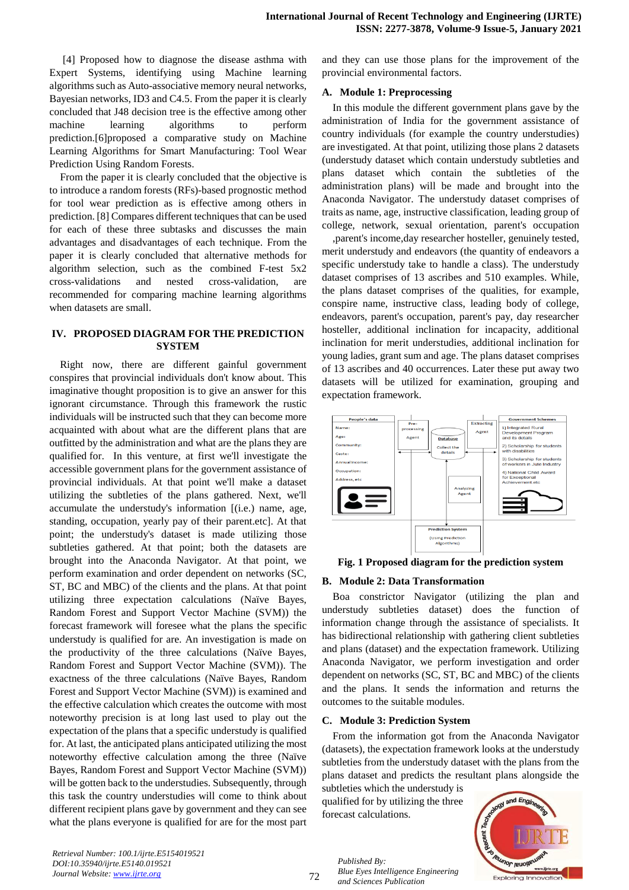[4] Proposed how to diagnose the disease asthma with Expert Systems, identifying using Machine learning algorithms such as Auto-associative memory neural networks, Bayesian networks, ID3 and C4.5. From the paper it is clearly concluded that J48 decision tree is the effective among other machine learning algorithms to perform prediction.[6]proposed a comparative study on Machine Learning Algorithms for Smart Manufacturing: Tool Wear Prediction Using Random Forests.

From the paper it is clearly concluded that the objective is to introduce a random forests (RFs)-based prognostic method for tool wear prediction as is effective among others in prediction. [8] Compares different techniques that can be used for each of these three subtasks and discusses the main advantages and disadvantages of each technique. From the paper it is clearly concluded that alternative methods for algorithm selection, such as the combined F-test 5x2 cross-validations and nested cross-validation, are recommended for comparing machine learning algorithms when datasets are small.

## IV. PROPOSED DIAGRAM FOR THE PREDICTION SYSTEM

Right now, there are different gainful government conspires that provincial individuals don't know about. This imaginative thought proposition is to give an answer for this ignorant circumstance. Through this framework the rustic individuals will be instructed such that they can become more acquainted with about what are the different plans that are outfitted by the administration and what are the plans they are qualified for. In this venture, at first we'll investigate the accessible government plans for the government assistance of provincial individuals. At that point we'll make a dataset utilizing the subtleties of the plans gathered. Next, we'll accumulate the understudy's information [(i.e.) name, age, standing, occupation, yearly pay of their parent.etc]. At that point; the understudy's dataset is made utilizing those subtleties gathered. At that point; both the datasets are brought into the Anaconda Navigator. At that point, we perform examination and order dependent on networks (SC, ST, BC and MBC) of the clients and the plans. At that point utilizing three expectation calculations (Naïve Bayes, Random Forest and Support Vector Machine (SVM)) the forecast framework will foresee what the plans the specific understudy is qualified for are. An investigation is made on the productivity of the three calculations (Naïve Bayes, Random Forest and Support Vector Machine (SVM)). The exactness of the three calculations (Naïve Bayes, Random Forest and Support Vector Machine (SVM)) is examined and the effective calculation which creates the outcome with most noteworthy precision is at long last used to play out the expectation of the plans that a specific understudy is qualified for. At last, the anticipated plans anticipated utilizing the most noteworthy effective calculation among the three (Naïve Bayes, Random Forest and Support Vector Machine (SVM)) will be gotten back to the understudies. Subsequently, through this task the country understudies will come to think about different recipient plans gave by government and they can see what the plans everyone is qualified for are for the most part and they can use those plans for the improvement of the provincial environmental factors.

### A. Module 1: Preprocessing

In this module the different government plans gave by the administration of India for the government assistance of country individuals (for example the country understudies) are investigated. At that point, utilizing those plans 2 datasets (understudy dataset which contain understudy subtleties and plans dataset which contain the subtleties of the administration plans) will be made and brought into the Anaconda Navigator. The understudy dataset comprises of traits as name, age, instructive classification, leading group of college, network, sexual orientation, parent's occupation ,parent's income,day researcher hosteller, genuinely tested, merit understudy and endeavors (the quantity of endeavors a specific understudy take to handle a class). The understudy dataset comprises of 13 ascribes and 510 examples. While, the plans dataset comprises of the qualities, for example, conspire name, instructive class, leading body of college, endeavors, parent's occupation, parent's pay, day researcher hosteller, additional inclination for incapacity, additional inclination for merit understudies, additional inclination for young ladies, grant sum and age. The plans dataset comprises of 13 ascribes and 40 occurrences. Later these put away two datasets will be utilized for examination, grouping and expectation framework.

**Fig. 1 Proposed diagram for the prediction system**

### B. Module 2: Data Transformation

Boa constrictor Navigator (utilizing the plan and understudy subtleties dataset) does the function of information change through the assistance of specialists. It has bidirectional relationship with gathering client subtleties and plans (dataset) and the expectation framework. Utilizing Anaconda Navigator, we perform investigation and order dependent on networks (SC, ST, BC and MBC) of the clients and the plans. It sends the information and returns the outcomes to the suitable modules.

### C. Module 3: Prediction System

From the information got from the Anaconda Navigator (datasets), the expectation framework looks at the understudy subtleties from the understudy dataset with the plans from the plans dataset and predicts the resultant plans alongside the subtleties which the understudy is qualified for by utilizing the three forecast calculations.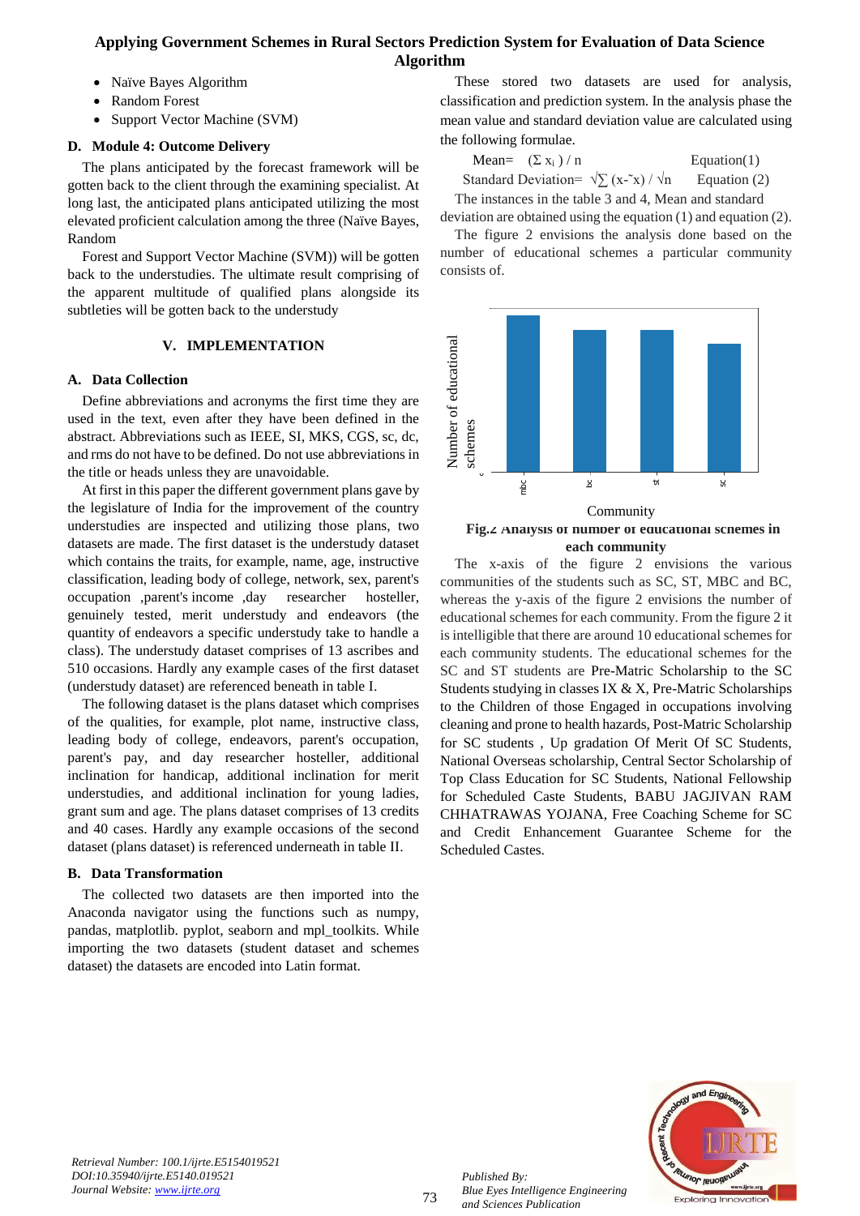- Naïve Bayes Algorithm
- Random Forest
- Support Vector Machine (SVM)

### D. Module 4: Outcome Delivery

The plans anticipated by the forecast framework will be gotten back to the client through the examining specialist. At long last, the anticipated plans anticipated utilizing the most elevated proficient calculation among the three (Naïve Bayes, Random

Forest and Support Vector Machine (SVM)) will be gotten back to the understudies. The ultimate result comprising of the apparent multitude of qualified plans alongside its subtleties will be gotten back to the understudy

## V. IMPLEMENTATION

### A. Data Collection

Define abbreviations and acronyms the first time they are used in the text, even after they have been defined in the abstract. Abbreviations such as IEEE, SI, MKS, CGS, sc, dc, and rms do not have to be defined. Do not use abbreviations in the title or heads unless they are unavoidable.

At first in this paper the different government plans gave by the legislature of India for the improvement of the country understudies are inspected and utilizing those plans, two datasets are made. The first dataset is the understudy dataset which contains the traits, for example, name, age, instructive classification, leading body of college, network, sex, parent's occupation ,parent's income ,day researcher hosteller, genuinely tested, merit understudy and endeavors (the quantity of endeavors a specific understudy take to handle a class). The understudy dataset comprises of 13 ascribes and 510 occasions. Hardly any example cases of the first dataset (understudy dataset) are referenced beneath in table I.

The following dataset is the plans dataset which comprises of the qualities, for example, plot name, instructive class, leading body of college, endeavors, parent's occupation, parent's pay, and day researcher hosteller, additional inclination for handicap, additional inclination for merit understudies, and additional inclination for young ladies, grant sum and age. The plans dataset comprises of 13 credits and 40 cases. Hardly any example occasions of the second dataset (plans dataset) is referenced underneath in table II.

### B. Data Transformation

The collected two datasets are then imported into the Anaconda navigator using the functions such as numpy, pandas, matplotlib. pyplot, seaborn and mpl_toolkits. While importing the two datasets (student dataset and schemes dataset) the datasets are encoded into Latin format.

These stored two datasets are used for analysis, classification and prediction system. In the analysis phase the mean value and standard deviation value are calculated using the following formulae.

$$\text{Mean} = (\Sigma x_i) / n \qquad \text{Equation(1)}$$

$$\text{Standard Deviation} = \sqrt{\sum (x-\bar{x})} / \sqrt{n} \qquad \text{Equation (2)}$$

The instances in the table 3 and 4, Mean and standard deviation are obtained using the equation (1) and equation (2).

The figure 2 envisions the analysis done based on the number of educational schemes a particular community consists of.

**Fig.2 Analysis of number of educational schemes in each community**

The x-axis of the figure 2 envisions the various communities of the students such as SC, ST, MBC and BC, whereas the y-axis of the figure 2 envisions the number of educational schemes for each community. From the figure 2 it is intelligible that there are around 10 educational schemes for each community students. The educational schemes for the SC and ST students are Pre-Matric Scholarship to the SC Students studying in classes IX & X, Pre-Matric Scholarships to the Children of those Engaged in occupations involving cleaning and prone to health hazards, Post-Matric Scholarship for SC students , Up gradation Of Merit Of SC Students, National Overseas scholarship, Central Sector Scholarship of Top Class Education for SC Students, National Fellowship for Scheduled Caste Students, BABU JAGJIVAN RAM CHHATRAWAS YOJANA, Free Coaching Scheme for SC and Credit Enhancement Guarantee Scheme for the Scheduled Castes.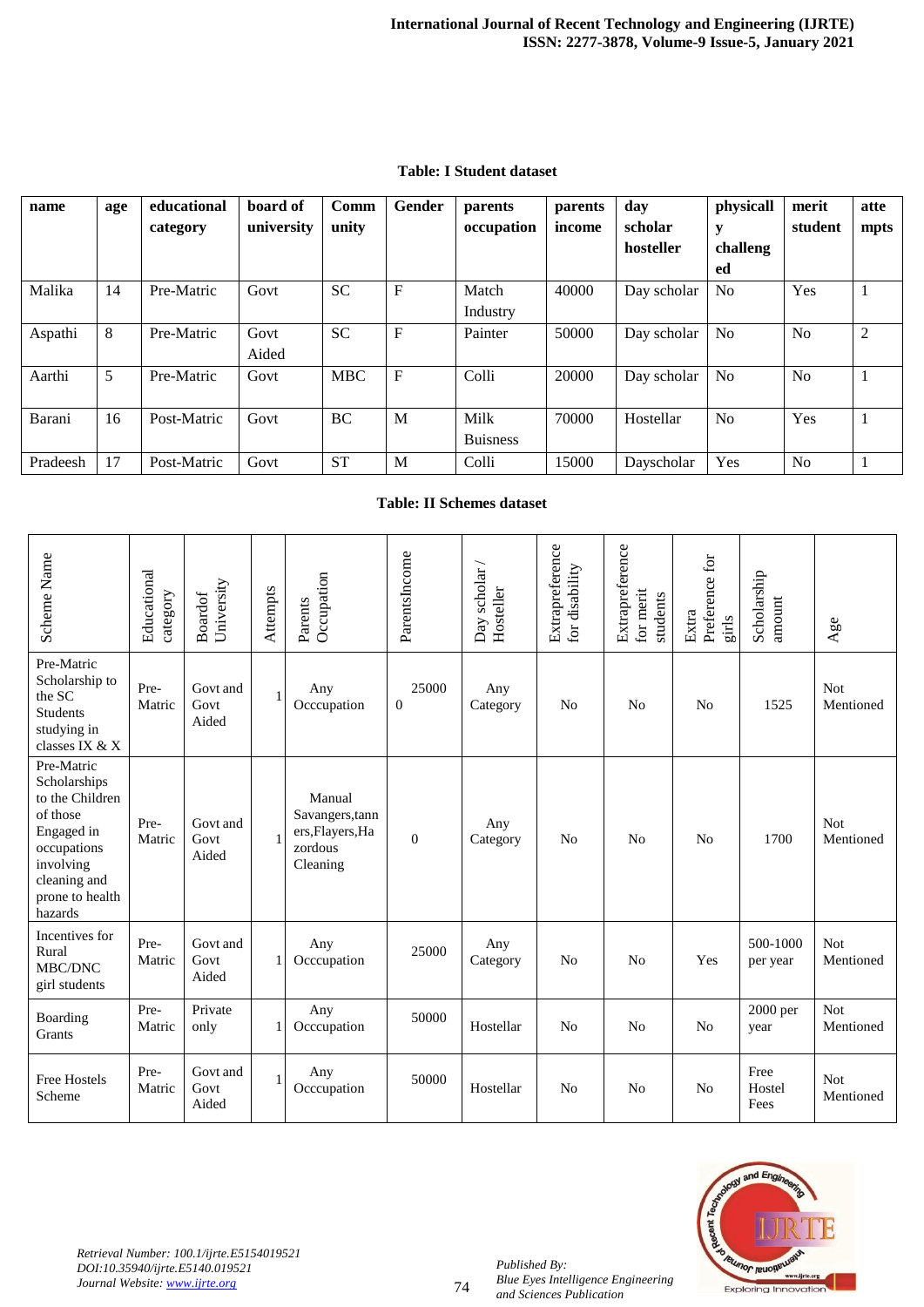**Table: I Student dataset**

| name | age | educational category | board of university | Community | Gender | parents occupation | parents income | day scholar hosteller | physically challenged | merit student | attempts |
|---|---|---|---|---|---|---|---|---|---|---|---|
| Malika | 14 | Pre-Matric | Govt | SC | F | Match Industry | 40000 | Day scholar | No | Yes | 1 |
| Aspathi | 8 | Pre-Matric | Govt Aided | SC | F | Painter | 50000 | Day scholar | No | No | 2 |
| Aarthi | 5 | Pre-Matric | Govt | MBC | F | Colli | 20000 | Day scholar | No | No | 1 |
| Barani | 16 | Post-Matric | Govt | BC | M | Milk Buisness | 70000 | Hostellar | No | Yes | 1 |
| Pradeesh | 17 | Post-Matric | Govt | ST | M | Colli | 15000 | Dayscholar | Yes | No | 1 |

**Table: II Schemes dataset**

| Scheme Name | Educational category | Boardof University | Attempts | Parents Occupation | ParentsIncome | Day scholar / Hosteller | Extrapreference for disability | Extrapreference for merit students | Extra Preference for girls | Scholarship amount | Age |
|---|---|---|---|---|---|---|---|---|---|---|---|
| Pre-Matric Scholarship to the SC Students studying in classes IX & X | Pre-Matric | Govt and Govt Aided | 1 | Any Occcupation | 250000 | Any Category | No | No | No | 1525 | Not Mentioned |
| Pre-Matric Scholarships to the Children of those Engaged in occupations involving cleaning and prone to health hazards | Pre-Matric | Govt and Govt Aided | 1 | Manual Savangers,tanners,Flayers,Hazordous Cleaning | 0 | Any Category | No | No | No | 1700 | Not Mentioned |
| Incentives for Rural MBC/DNC girl students | Pre-Matric | Govt and Govt Aided | 1 | Any Occcupation | 25000 | Any Category | No | No | Yes | 500-1000 per year | Not Mentioned |
| Boarding Grants | Pre-Matric | Private only | 1 | Any Occcupation | 50000 | Hostellar | No | No | No | 2000 per year | Not Mentioned |
| Free Hostels Scheme | Pre-Matric | Govt and Govt Aided | 1 | Any Occcupation | 50000 | Hostellar | No | No | No | Free Hostel Fees | Not Mentioned |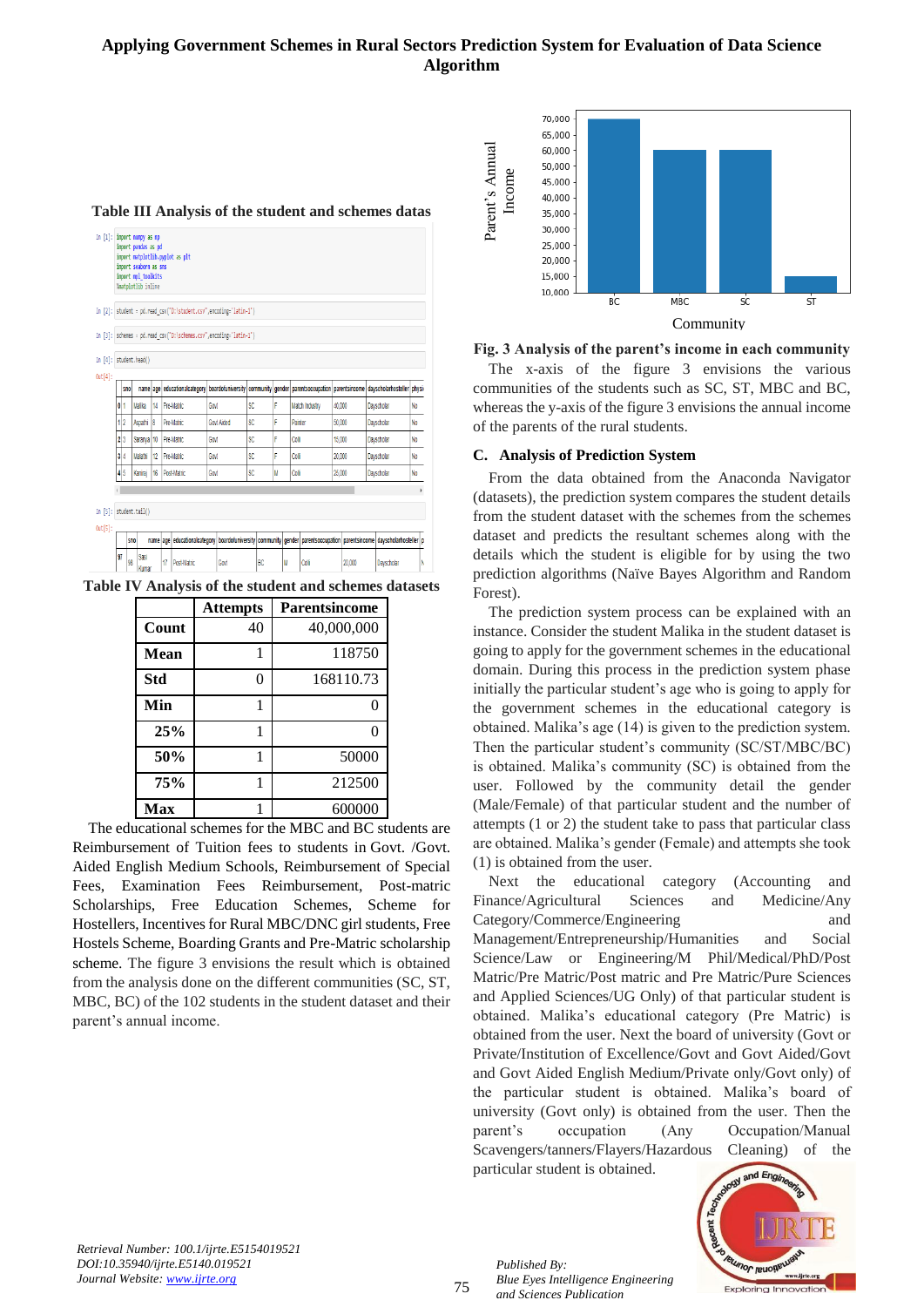**Table III Analysis of the student and schemes datas**

```
In [1]: import numpy as np
        import pandas as pd
        import matplotlib.pyplot as plt
        import seaborn as sns
        import mpl_toolkits
        %matplotlib inline

In [2]: student = pd.read_csv("D:\student.csv",encoding='latin-1')

In [3]: schemes = pd.read_csv("D:\schemes.csv",encoding='latin-1')

In [4]: student.head()
```

Out[4]:

| | sno | name | age | educationalcategory | boardofuniversity | community | gender | parentsoccupation | parentsincome | dayscholarhosteller | physi |
|---|---|---|---|---|---|---|---|---|---|---|---|
| 0 | 1 | Malika | 14 | Pre-Matric | Govt | SC | F | Match Industry | 40,000 | Dayscholar | No |
| 1 | 2 | Aspathi | 8 | Pre-Matric | Govt Aided | SC | F | Painter | 50,000 | Dayscholar | No |
| 2 | 3 | Saranya | 10 | Pre-Matric | Govt | SC | F | Coli | 15,000 | Dayscholar | No |
| 3 | 4 | Malathi | 12 | Pre-Matric | Govt | SC | F | Coli | 20,000 | Dayscholar | No |
| 4 | 5 | Kannan | 16 | Post-Matric | Govt | SC | M | Coli | 25,000 | Dayscholar | No |

```
In [5]: student.tail()
```

Out[5]:

| | sno | name | age | educationalcategory | boardofuniversity | community | gender | parentsoccupation | parentsincome | dayscholarhosteller | p |
|---|---|---|---|---|---|---|---|---|---|---|---|
| 97 | 98 | Siva Kumar | 17 | Post-Matric | Govt | BC | M | Coli | 20,000 | Dayscholar | N |

**Table IV Analysis of the student and schemes datasets**

| | Attempts | Parentsincome |
|---|---|---|
| **Count** | 40 | 40,000,000 |
| **Mean** | 1 | 118750 |
| **Std** | 0 | 168110.73 |
| **Min** | 1 | 0 |
| **25%** | 1 | 0 |
| **50%** | 1 | 50000 |
| **75%** | 1 | 212500 |
| **Max** | 1 | 600000 |

The educational schemes for the MBC and BC students are Reimbursement of Tuition fees to students in Govt. /Govt. Aided English Medium Schools, Reimbursement of Special Fees, Examination Fees Reimbursement, Post-matric Scholarships, Free Education Schemes, Scheme for Hostellers, Incentives for Rural MBC/DNC girl students, Free Hostels Scheme, Boarding Grants and Pre-Matric scholarship scheme. The figure 3 envisions the result which is obtained from the analysis done on the different communities (SC, ST, MBC, BC) of the 102 students in the student dataset and their parent's annual income.

**Fig. 3 Analysis of the parent's income in each community**

The x-axis of the figure 3 envisions the various communities of the students such as SC, ST, MBC and BC, whereas the y-axis of the figure 3 envisions the annual income of the parents of the rural students.

### C. Analysis of Prediction System

From the data obtained from the Anaconda Navigator (datasets), the prediction system compares the student details from the student dataset with the schemes from the schemes dataset and predicts the resultant schemes along with the details which the student is eligible for by using the two prediction algorithms (Naïve Bayes Algorithm and Random Forest).

The prediction system process can be explained with an instance. Consider the student Malika in the student dataset is going to apply for the government schemes in the educational domain. During this process in the prediction system phase initially the particular student's age who is going to apply for the government schemes in the educational category is obtained. Malika's age (14) is given to the prediction system. Then the particular student's community (SC/ST/MBC/BC) is obtained. Malika's community (SC) is obtained from the user. Followed by the community detail the gender (Male/Female) of that particular student and the number of attempts (1 or 2) the student take to pass that particular class are obtained. Malika's gender (Female) and attempts she took (1) is obtained from the user.

Next the educational category (Accounting and Finance/Agricultural Sciences and Medicine/Any Category/Commerce/Engineering and Management/Entrepreneurship/Humanities and Social Science/Law or Engineering/M Phil/Medical/PhD/Post Matric/Pre Matric/Post matric and Pre Matric/Pure Sciences and Applied Sciences/UG Only) of that particular student is obtained. Malika's educational category (Pre Matric) is obtained from the user. Next the board of university (Govt or Private/Institution of Excellence/Govt and Govt Aided/Govt and Govt Aided English Medium/Private only/Govt only) of the particular student is obtained. Malika's board of university (Govt only) is obtained from the user. Then the parent's occupation (Any Occupation/Manual Scavengers/tanners/Flayers/Hazardous Cleaning) of the particular student is obtained.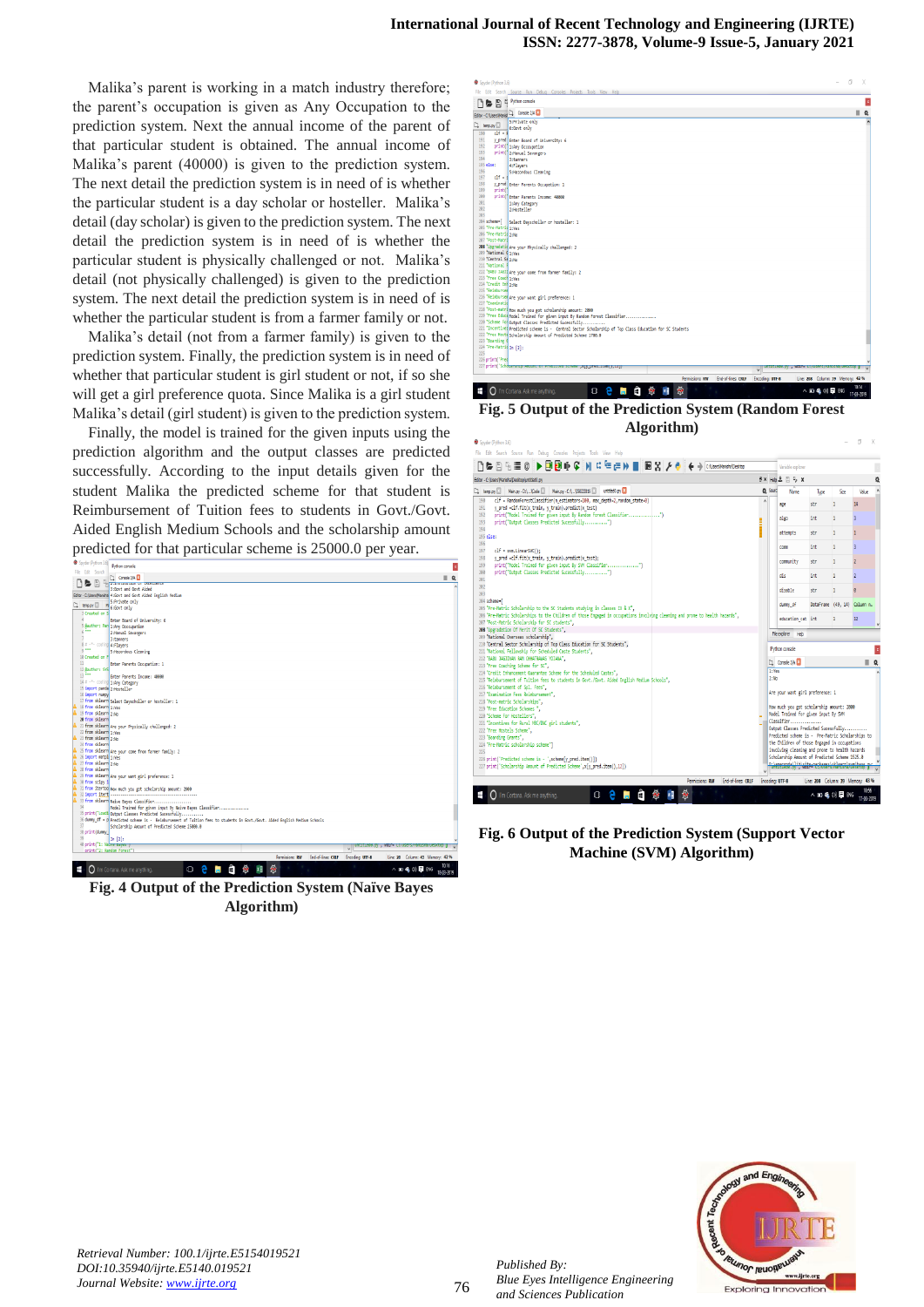Malika's parent is working in a match industry therefore; the parent's occupation is given as Any Occupation to the prediction system. Next the annual income of the parent of that particular student is obtained. The annual income of Malika's parent (40000) is given to the prediction system. The next detail the prediction system is in need of is whether the particular student is a day scholar or hosteller. Malika's detail (day scholar) is given to the prediction system. The next detail the prediction system is in need of is whether the particular student is physically challenged or not. Malika's detail (not physically challenged) is given to the prediction system. The next detail the prediction system is in need of is whether the particular student is from a farmer family or not.

Malika's detail (not from a farmer family) is given to the prediction system. Finally, the prediction system is in need of whether that particular student is girl student or not, if so she will get a girl preference quota. Since Malika is a girl student Malika's detail (girl student) is given to the prediction system.

Finally, the model is trained for the given inputs using the prediction algorithm and the output classes are predicted successfully. According to the input details given for the student Malika the predicted scheme for that student is Reimbursement of Tuition fees to students in Govt./Govt. Aided English Medium Schools and the scholarship amount predicted for that particular scheme is 25000.0 per year.

Fig. 4 Output of the Prediction System (Naïve Bayes Algorithm)

Fig. 5 Output of the Prediction System (Random Forest Algorithm)

Fig. 6 Output of the Prediction System (Support Vector Machine (SVM) Algorithm)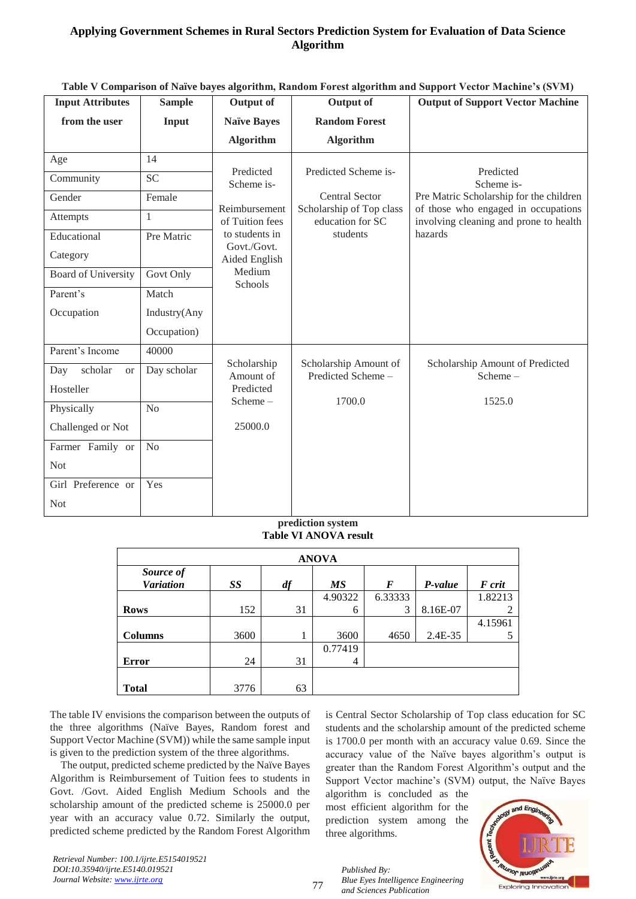**Table V Comparison of Naïve bayes algorithm, Random Forest algorithm and Support Vector Machine's (SVM) prediction system**

| Input Attributes from the user | Sample Input | Output of Naïve Bayes Algorithm | Output of Random Forest Algorithm | Output of Support Vector Machine |
|---|---|---|---|---|
| Age | 14 | Predicted Scheme is- Reimbursement of Tuition fees to students in Govt./Govt. Aided English Medium Schools | Predicted Scheme is- Central Sector Scholarship of Top class education for SC students | Predicted Scheme is- Pre Matric Scholarship for the children of those who engaged in occupations involving cleaning and prone to health hazards |
| Community | SC | | | |
| Gender | Female | | | |
| Attempts | 1 | | | |
| Educational Category | Pre Matric | | | |
| Board of University | Govt Only | | | |
| Parent's Occupation | Match Industry(Any Occupation) | | | |
| Parent's Income | 40000 | Scholarship Amount of Predicted Scheme – 25000.0 | Scholarship Amount of Predicted Scheme – 1700.0 | Scholarship Amount of Predicted Scheme – 1525.0 |
| Day scholar or Hosteller | Day scholar | | | |
| Physically Challenged or Not | No | | | |
| Farmer Family or Not | No | | | |
| Girl Preference or Not | Yes | | | |

**Table VI ANOVA result**

| ANOVA | | | | | | |
|---|---|---|---|---|---|---|
| ***Source of Variation*** | ***SS*** | ***df*** | ***MS*** | ***F*** | ***P-value*** | ***F crit*** |
| **Rows** | 152 | 31 | 4.903226 | 6.333333 | 8.16E-07 | 1.822132 |
| **Columns** | 3600 | 1 | 3600 | 4650 | 2.4E-35 | 4.159615 |
| **Error** | 24 | 31 | 0.774194 | | | |
| **Total** | 3776 | 63 | | | | |

The table IV envisions the comparison between the outputs of the three algorithms (Naïve Bayes, Random forest and Support Vector Machine (SVM)) while the same sample input is given to the prediction system of the three algorithms.

The output, predicted scheme predicted by the Naïve Bayes Algorithm is Reimbursement of Tuition fees to students in Govt. /Govt. Aided English Medium Schools and the scholarship amount of the predicted scheme is 25000.0 per year with an accuracy value 0.72. Similarly the output, predicted scheme predicted by the Random Forest Algorithm is Central Sector Scholarship of Top class education for SC students and the scholarship amount of the predicted scheme is 1700.0 per month with an accuracy value 0.69. Since the accuracy value of the Naïve bayes algorithm's output is greater than the Random Forest Algorithm's output and the Support Vector machine's (SVM) output, the Naïve Bayes algorithm is concluded as the most efficient algorithm for the prediction system among the three algorithms.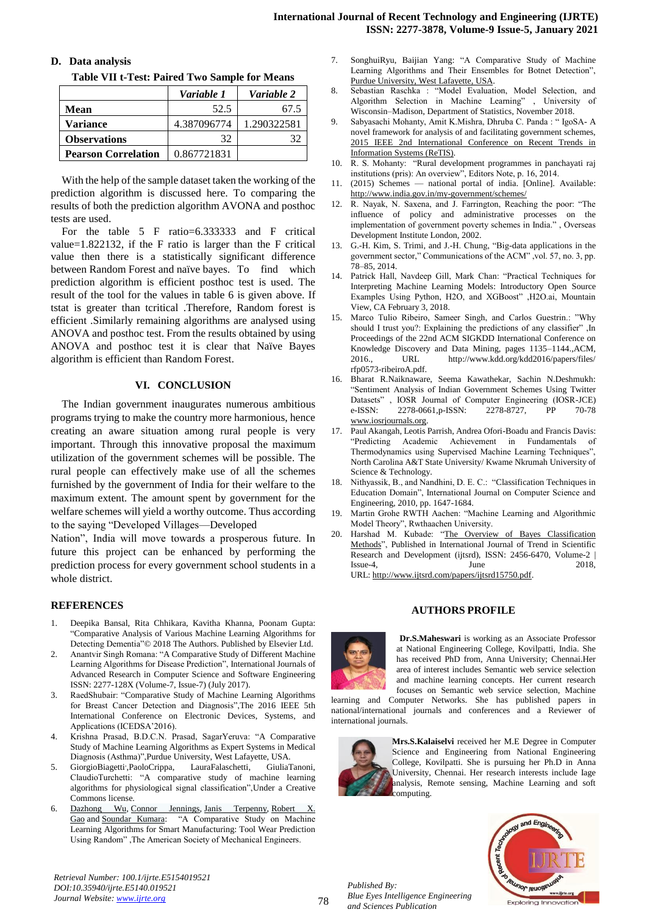### D. Data analysis

**Table VII t-Test: Paired Two Sample for Means**

| | *Variable 1* | *Variable 2* |
|---|---|---|
| **Mean** | 52.5 | 67.5 |
| **Variance** | 4.387096774 | 1.290322581 |
| **Observations** | 32 | 32 |
| **Pearson Correlation** | 0.867721831 | |

With the help of the sample dataset taken the working of the prediction algorithm is discussed here. To comparing the results of both the prediction algorithm AVONA and posthoc tests are used.

For the table 5 F ratio=6.333333 and F critical value=1.822132, if the F ratio is larger than the F critical value then there is a statistically significant difference between Random Forest and naïve bayes. To find which prediction algorithm is efficient posthoc test is used. The result of the tool for the values in table 6 is given above. If tstat is greater than tcritical .Therefore, Random forest is efficient .Similarly remaining algorithms are analysed using ANOVA and posthoc test. From the results obtained by using ANOVA and posthoc test it is clear that Naïve Bayes algorithm is efficient than Random Forest.

## VI. CONCLUSION

The Indian government inaugurates numerous ambitious programs trying to make the country more harmonious, hence creating an aware situation among rural people is very important. Through this innovative proposal the maximum utilization of the government schemes will be possible. The rural people can effectively make use of all the schemes furnished by the government of India for their welfare to the maximum extent. The amount spent by government for the welfare schemes will yield a worthy outcome. Thus according to the saying "Developed Villages—Developed Nation", India will move towards a prosperous future. In future this project can be enhanced by performing the prediction process for every government school students in a whole district.

## REFERENCES

1. Deepika Bansal, Rita Chhikara, Kavitha Khanna, Poonam Gupta: "Comparative Analysis of Various Machine Learning Algorithms for Detecting Dementia"© 2018 The Authors. Published by Elsevier Ltd.
2. Anantvir Singh Romana: "A Comparative Study of Different Machine Learning Algorithms for Disease Prediction", International Journals of Advanced Research in Computer Science and Software Engineering ISSN: 2277-128X (Volume-7, Issue-7) (July 2017).
3. RaedShubair: "Comparative Study of Machine Learning Algorithms for Breast Cancer Detection and Diagnosis",The 2016 IEEE 5th International Conference on Electronic Devices, Systems, and Applications (ICEDSA'2016).
4. Krishna Prasad, B.D.C.N. Prasad, SagarYeruva: "A Comparative Study of Machine Learning Algorithms as Expert Systems in Medical Diagnosis (Asthma)",Purdue University, West Lafayette, USA.
5. GiorgioBiagetti, PaoloCrippa, LauraFalaschetti, GiuliaTanoni, ClaudioTurchetti: "A comparative study of machine learning algorithms for physiological signal classification",Under a Creative Commons license.
6. Dazhong Wu, Connor Jennings, Janis Terpenny, Robert X. Gao and Soundar Kumara: "A Comparative Study on Machine Learning Algorithms for Smart Manufacturing: Tool Wear Prediction Using Random" ,The American Society of Mechanical Engineers.
7. SonghuiRyu, Baijian Yang: "A Comparative Study of Machine Learning Algorithms and Their Ensembles for Botnet Detection", Purdue University, West Lafayette, USA.
8. Sebastian Raschka : "Model Evaluation, Model Selection, and Algorithm Selection in Machine Learning" , University of Wisconsin–Madison, Department of Statistics, November 2018.
9. Sabyasachi Mohanty, Amit K.Mishra, Dhruba C. Panda : " IgoSA- A novel framework for analysis of and facilitating government schemes, 2015 IEEE 2nd International Conference on Recent Trends in Information Systems (ReTIS).
10. R. S. Mohanty: "Rural development programmes in panchayati raj institutions (pris): An overview", Editors Note, p. 16, 2014.
11. (2015) Schemes — national portal of india. [Online]. Available: http://www.india.gov.in/my-government/schemes/
12. R. Nayak, N. Saxena, and J. Farrington, Reaching the poor: "The influence of policy and administrative processes on the implementation of government poverty schemes in India." , Overseas Development Institute London, 2002.
13. G.-H. Kim, S. Trimi, and J.-H. Chung, "Big-data applications in the government sector," Communications of the ACM" ,vol. 57, no. 3, pp. 78–85, 2014.
14. Patrick Hall, Navdeep Gill, Mark Chan: "Practical Techniques for Interpreting Machine Learning Models: Introductory Open Source Examples Using Python, H2O, and XGBoost" ,H2O.ai, Mountain View, CA February 3, 2018.
15. Marco Tulio Ribeiro, Sameer Singh, and Carlos Guestrin.: "Why should I trust you?: Explaining the predictions of any classifier" ,In Proceedings of the 22nd ACM SIGKDD International Conference on Knowledge Discovery and Data Mining, pages 1135–1144.,ACM, 2016., URL http://www.kdd.org/kdd2016/papers/files/rfp0573-ribeiroA.pdf.
16. Bharat R.Naiknaware, Seema Kawathekar, Sachin N.Deshmukh: "Sentiment Analysis of Indian Government Schemes Using Twitter Datasets" , IOSR Journal of Computer Engineering (IOSR-JCE) e-ISSN: 2278-0661,p-ISSN: 2278-8727, PP 70-78 www.iosrjournals.org.
17. Paul Akangah, Andrea Ofori-Boadu and Francis Davis: "Predicting Academic Achievement in Fundamentals of Thermodynamics using Supervised Machine Learning Techniques", North Carolina A&T State University/ Kwame Nkrumah University of Science & Technology.
18. Nithyassik, B., and Nandhini, D. E. C.: "Classification Techniques in Education Domain", International Journal on Computer Science and Engineering, 2010, pp. 1647-1684.
19. Martin Grohe RWTH Aachen: "Machine Learning and Algorithmic Model Theory", Rwthaachen University.
20. Harshad M. Kubade: "The Overview of Bayes Classification Methods", Published in International Journal of Trend in Scientific Research and Development (ijtsrd), ISSN: 2456-6470, Volume-2 | Issue-4, June 2018, URL: http://www.ijtsrd.com/papers/ijtsrd15750.pdf.

## AUTHORS PROFILE

**Dr.S.Maheswari** is working as an Associate Professor at National Engineering College, Kovilpatti, India. She has received PhD from, Anna University; Chennai.Her area of interest includes Semantic web service selection and machine learning concepts. Her current research focuses on Semantic web service selection, Machine learning and Computer Networks. She has published papers in national/international journals and conferences and a Reviewer of international journals.

**Mrs.S.Kalaiselvi** received her M.E Degree in Computer Science and Engineering from National Engineering College, Kovilpatti. She is pursuing her Ph.D in Anna University, Chennai. Her research interests include Iage analysis, Remote sensing, Machine Learning and soft computing.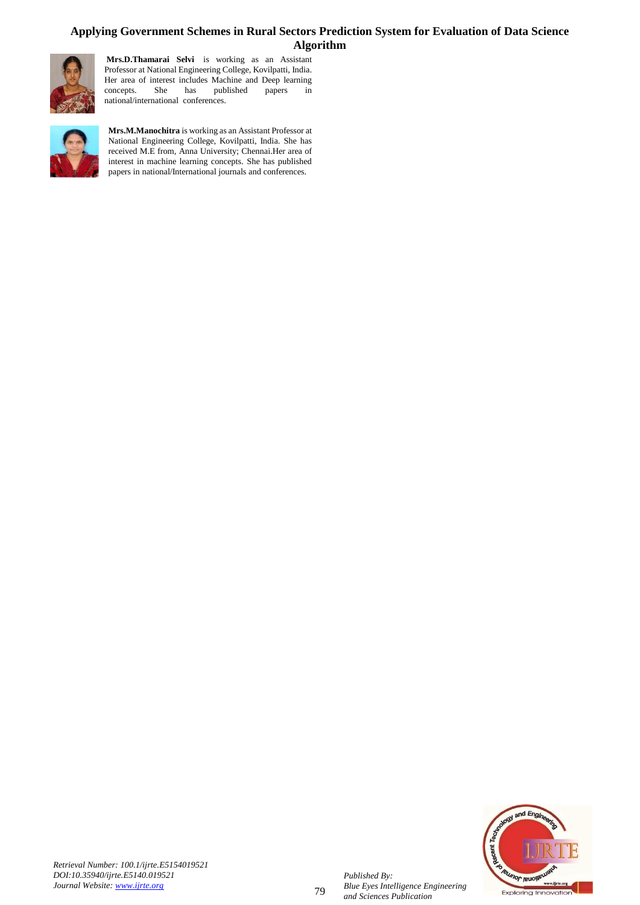**Mrs.D.Thamarai Selvi** is working as an Assistant Professor at National Engineering College, Kovilpatti, India. Her area of interest includes Machine and Deep learning concepts. She has published papers in national/international conferences.

**Mrs.M.Manochitra** is working as an Assistant Professor at National Engineering College, Kovilpatti, India. She has received M.E from, Anna University; Chennai.Her area of interest in machine learning concepts. She has published papers in national/International journals and conferences.